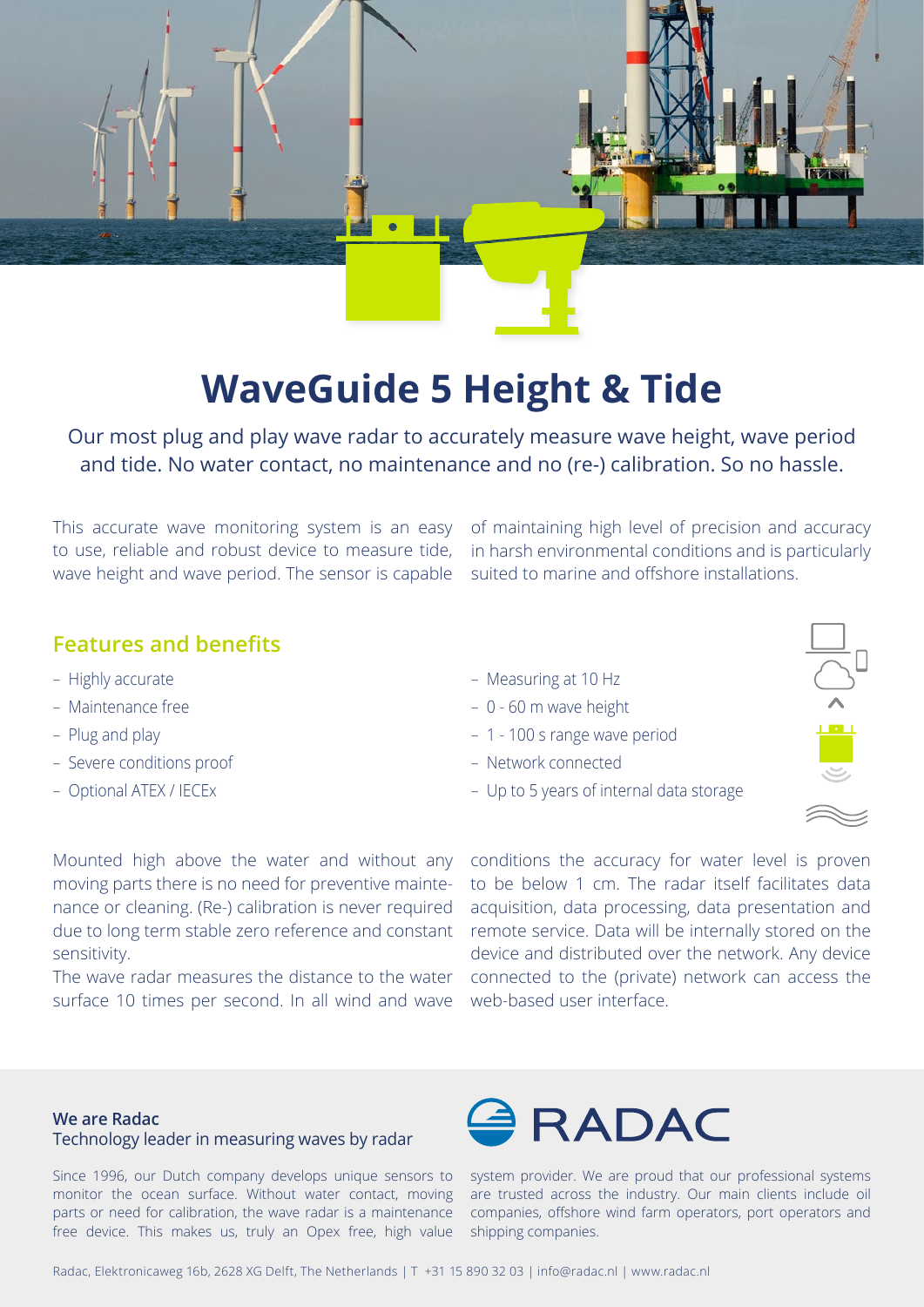# WaveGuide 5 Height & Tide

Our most plug and play wave radar to accurately measure wave height, wave period and tide. No water contact, no maintenance and no (re-) calibration. So no hassle.

This accurate wave monitoring system is an easy to use, reliable and robust device to measure tide, wave height and wave period. The sensor is capable of maintaining high level of precision and accuracy in harsh environmental conditions and is particularly suited to marine and offshore installations.

## Features and benefits

- Highly accurate
- Maintenance free
- Plug and play
- Severe conditions proof
- Optional ATEX / IECEx
- Measuring at 10 Hz
- 0 - 60 m wave height
- 1 - 100 s range wave period
- Network connected
- Up to 5 years of internal data storage

Mounted high above the water and without any moving parts there is no need for preventive maintenance or cleaning. (Re-) calibration is never required due to long term stable zero reference and constant sensitivity.
The wave radar measures the distance to the water surface 10 times per second. In all wind and wave conditions the accuracy for water level is proven to be below 1 cm. The radar itself facilitates data acquisition, data processing, data presentation and remote service. Data will be internally stored on the device and distributed over the network. Any device connected to the (private) network can access the web-based user interface.

**We are Radac**
Technology leader in measuring waves by radar

RADAC

Since 1996, our Dutch company develops unique sensors to monitor the ocean surface. Without water contact, moving parts or need for calibration, the wave radar is a maintenance free device. This makes us, truly an Opex free, high value system provider. We are proud that our professional systems are trusted across the industry. Our main clients include oil companies, offshore wind farm operators, port operators and shipping companies.

Radac, Elektronicaweg 16b, 2628 XG Delft, The Netherlands | T +31 15 890 32 03 | info@radac.nl | www.radac.nl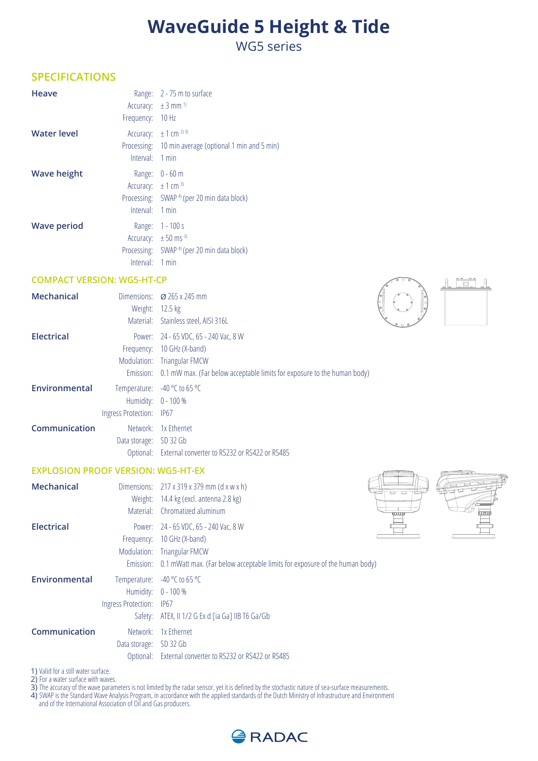# WaveGuide 5 Height & Tide

WG5 series

## SPECIFICATIONS

| | | |
|---|---|---|
| **Heave** | Range: | 2 - 75 m to surface |
| | Accuracy: | ± 3 mm [1] |
| | Frequency: | 10 Hz |
| **Water level** | Accuracy: | ± 1 cm [2] [3] |
| | Processing: | 10 min average (optional 1 min and 5 min) |
| | Interval: | 1 min |
| **Wave height** | Range: | 0 - 60 m |
| | Accuracy: | ± 1 cm [3] |
| | Processing: | SWAP [4] (per 20 min data block) |
| | Interval: | 1 min |
| **Wave period** | Range: | 1 - 100 s |
| | Accuracy: | ± 50 ms [3] |
| | Processing: | SWAP [4] (per 20 min data block) |
| | Interval: | 1 min |

### COMPACT VERSION: WG5-HT-CP

| | | |
|---|---|---|
| **Mechanical** | Dimensions: | Ø 265 x 245 mm |
| | Weight: | 12.5 kg |
| | Material: | Stainless steel, AISI 316L |
| **Electrical** | Power: | 24 - 65 VDC, 65 - 240 Vac, 8 W |
| | Frequency: | 10 GHz (X-band) |
| | Modulation: | Triangular FMCW |
| | Emission: | 0.1 mW max. (Far below acceptable limits for exposure to the human body) |
| **Environmental** | Temperature: | -40 °C to 65 °C |
| | Humidity: | 0 - 100 % |
| | Ingress Protection: | IP67 |
| **Communication** | Network: | 1x Ethernet |
| | Data storage: | SD 32 Gb |
| | Optional: | External converter to RS232 or RS422 or RS485 |

### EXPLOSION PROOF VERSION: WG5-HT-EX

| | | |
|---|---|---|
| **Mechanical** | Dimensions: | 217 x 319 x 379 mm (d x w x h) |
| | Weight: | 14.4 kg (excl. antenna 2.8 kg) |
| | Material: | Chromatized aluminum |
| **Electrical** | Power: | 24 - 65 VDC, 65 - 240 Vac, 8 W |
| | Frequency: | 10 GHz (X-band) |
| | Modulation: | Triangular FMCW |
| | Emission: | 0.1 mWatt max. (Far below acceptable limits for exposure of the human body) |
| **Environmental** | Temperature: | -40 °C to 65 °C |
| | Humidity: | 0 - 100 % |
| | Ingress Protection: | IP67 |
| | Safety: | ATEX, II 1/2 G Ex d [ia Ga] IIB T6 Ga/Gb |
| **Communication** | Network: | 1x Ethernet |
| | Data storage: | SD 32 Gb |
| | Optional: | External converter to RS232 or RS422 or RS485 |

1) Valid for a still water surface.
2) For a water surface with waves.
3) The accuracy of the wave parameters is not limited by the radar sensor, yet it is defined by the stochastic nature of sea-surface measurements.
4) SWAP is the Standard Wave Analysis Program, in accordance with the applied standards of the Dutch Ministry of Infrastructure and Environment and of the International Association of Oil and Gas producers.

RADAC